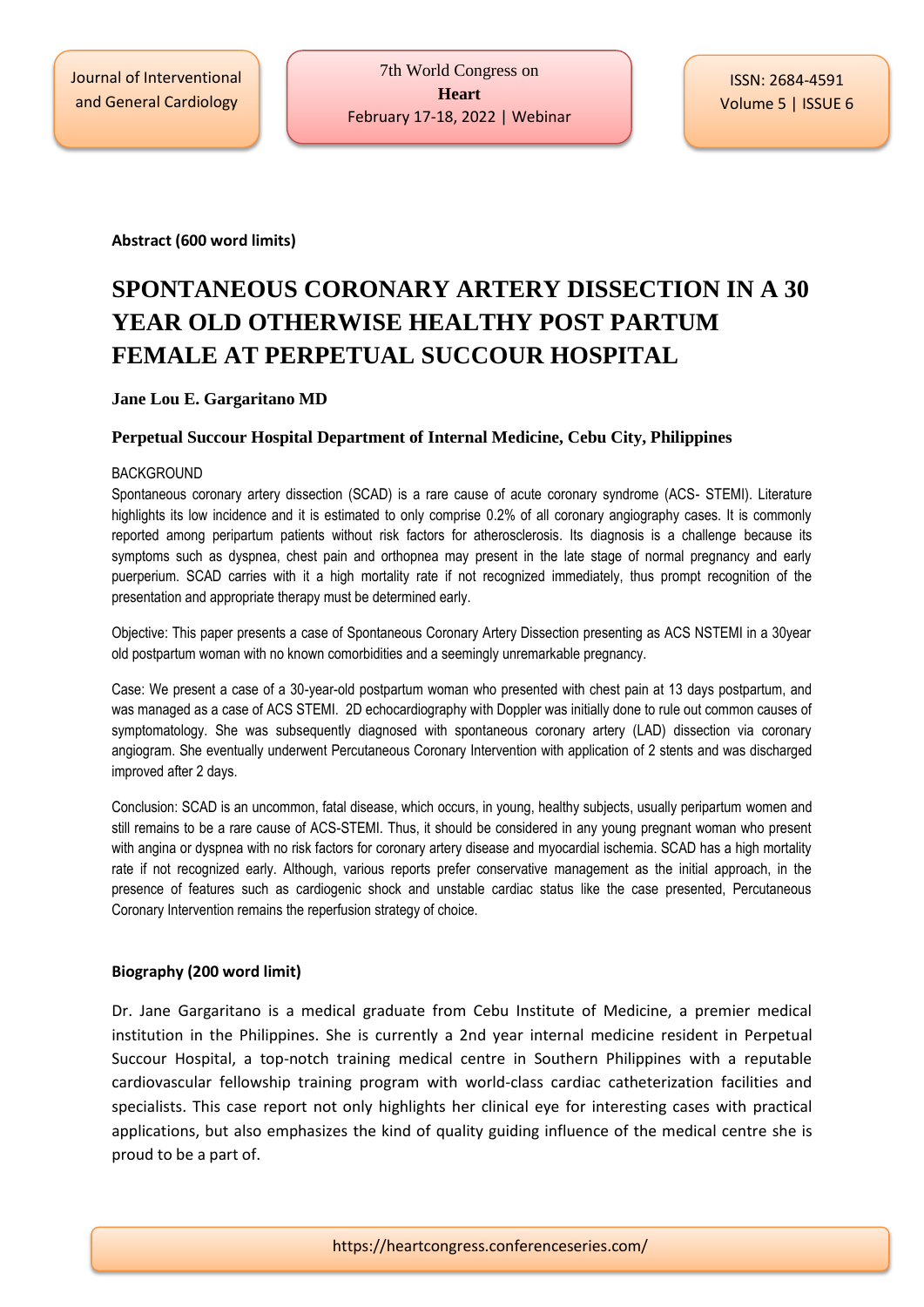**Abstract (600 word limits)**

# SPONTANEOUS CORONARY ARTERY DISSECTION IN A 30 YEAR OLD OTHERWISE HEALTHY POST PARTUM FEMALE AT PERPETUAL SUCCOUR HOSPITAL

**Jane Lou E. Gargaritano MD**

**Perpetual Succour Hospital Department of Internal Medicine, Cebu City, Philippines**

BACKGROUND

Spontaneous coronary artery dissection (SCAD) is a rare cause of acute coronary syndrome (ACS- STEMI). Literature highlights its low incidence and it is estimated to only comprise 0.2% of all coronary angiography cases. It is commonly reported among peripartum patients without risk factors for atherosclerosis. Its diagnosis is a challenge because its symptoms such as dyspnea, chest pain and orthopnea may present in the late stage of normal pregnancy and early puerperium. SCAD carries with it a high mortality rate if not recognized immediately, thus prompt recognition of the presentation and appropriate therapy must be determined early.

Objective: This paper presents a case of Spontaneous Coronary Artery Dissection presenting as ACS NSTEMI in a 30year old postpartum woman with no known comorbidities and a seemingly unremarkable pregnancy.

Case: We present a case of a 30-year-old postpartum woman who presented with chest pain at 13 days postpartum, and was managed as a case of ACS STEMI. 2D echocardiography with Doppler was initially done to rule out common causes of symptomatology. She was subsequently diagnosed with spontaneous coronary artery (LAD) dissection via coronary angiogram. She eventually underwent Percutaneous Coronary Intervention with application of 2 stents and was discharged improved after 2 days.

Conclusion: SCAD is an uncommon, fatal disease, which occurs, in young, healthy subjects, usually peripartum women and still remains to be a rare cause of ACS-STEMI. Thus, it should be considered in any young pregnant woman who present with angina or dyspnea with no risk factors for coronary artery disease and myocardial ischemia. SCAD has a high mortality rate if not recognized early. Although, various reports prefer conservative management as the initial approach, in the presence of features such as cardiogenic shock and unstable cardiac status like the case presented, Percutaneous Coronary Intervention remains the reperfusion strategy of choice.

**Biography (200 word limit)**

Dr. Jane Gargaritano is a medical graduate from Cebu Institute of Medicine, a premier medical institution in the Philippines. She is currently a 2nd year internal medicine resident in Perpetual Succour Hospital, a top-notch training medical centre in Southern Philippines with a reputable cardiovascular fellowship training program with world-class cardiac catheterization facilities and specialists. This case report not only highlights her clinical eye for interesting cases with practical applications, but also emphasizes the kind of quality guiding influence of the medical centre she is proud to be a part of.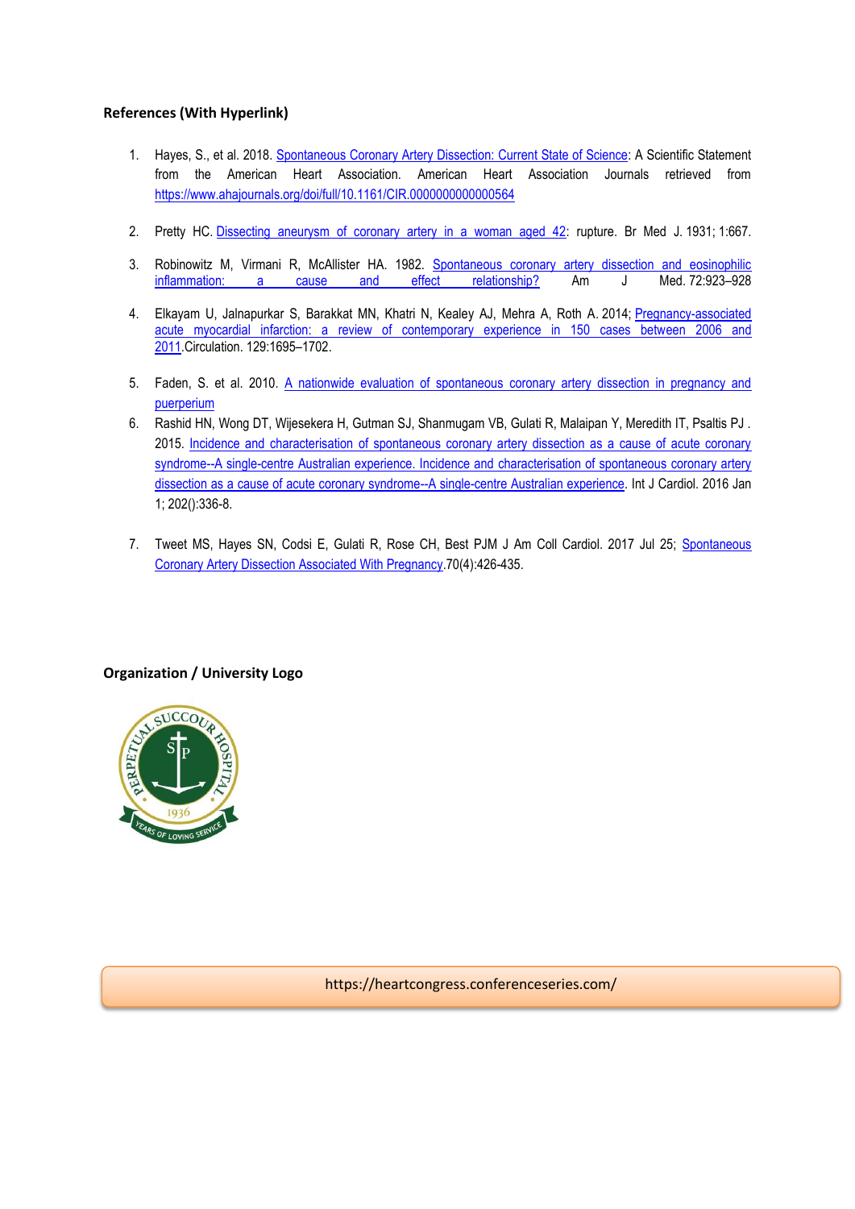**References (With Hyperlink)**

1. Hayes, S., et al. 2018. Spontaneous Coronary Artery Dissection: Current State of Science: A Scientific Statement from the American Heart Association. American Heart Association Journals retrieved from https://www.ahajournals.org/doi/full/10.1161/CIR.0000000000000564

2. Pretty HC. Dissecting aneurysm of coronary artery in a woman aged 42: rupture. Br Med J. 1931; 1:667.

3. Robinowitz M, Virmani R, McAllister HA. 1982. Spontaneous coronary artery dissection and eosinophilic inflammation: a cause and effect relationship? Am J Med. 72:923–928

4. Elkayam U, Jalnapurkar S, Barakkat MN, Khatri N, Kealey AJ, Mehra A, Roth A. 2014; Pregnancy-associated acute myocardial infarction: a review of contemporary experience in 150 cases between 2006 and 2011.Circulation. 129:1695–1702.

5. Faden, S. et al. 2010. A nationwide evaluation of spontaneous coronary artery dissection in pregnancy and puerperium

6. Rashid HN, Wong DT, Wijesekera H, Gutman SJ, Shanmugam VB, Gulati R, Malaipan Y, Meredith IT, Psaltis PJ . 2015. Incidence and characterisation of spontaneous coronary artery dissection as a cause of acute coronary syndrome--A single-centre Australian experience. Incidence and characterisation of spontaneous coronary artery dissection as a cause of acute coronary syndrome--A single-centre Australian experience. Int J Cardiol. 2016 Jan 1; 202():336-8.

7. Tweet MS, Hayes SN, Codsi E, Gulati R, Rose CH, Best PJM J Am Coll Cardiol. 2017 Jul 25; Spontaneous Coronary Artery Dissection Associated With Pregnancy.70(4):426-435.

**Organization / University Logo**

PERPETUAL SUCCOUR HOSPITAL
SP
1936
YEARS OF LOVING SERVICE